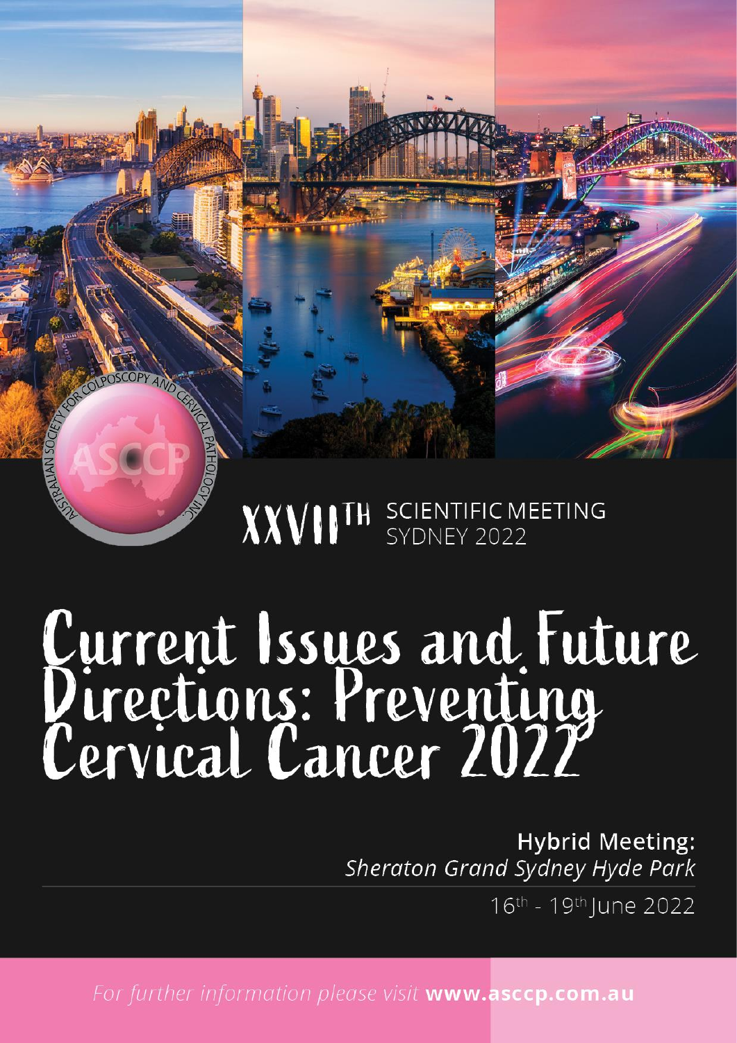AUSTRALIAN SOCIETY FOR COLPOSCOPY AND CERVICAL PATHOLOGY INC.

ASCCP

XXVII[TH] SCIENTIFIC MEETING
SYDNEY 2022

# Current Issues and Future Directions: Preventing Cervical Cancer 2022

**Hybrid Meeting:**
*Sheraton Grand Sydney Hyde Park*

16[th] - 19[th] June 2022

*For further information please visit* **www.asccp.com.au**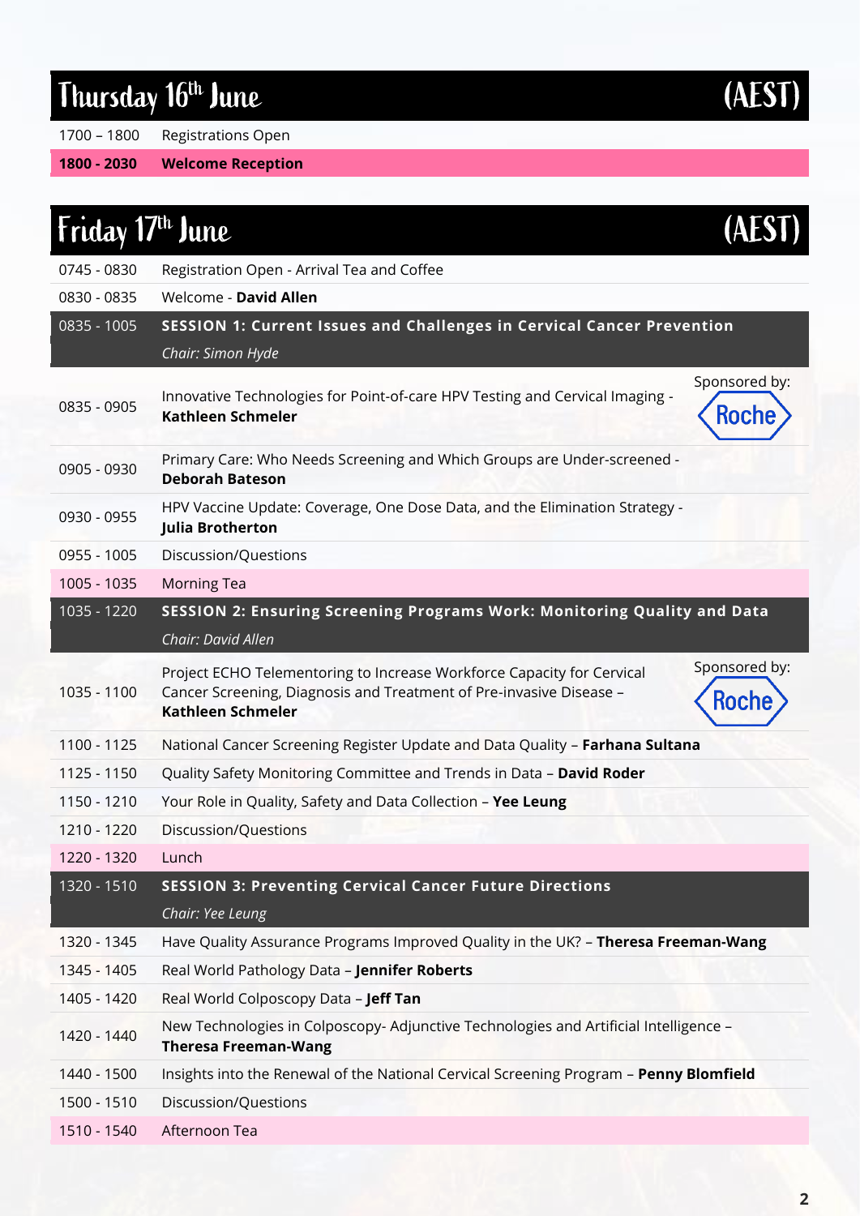## Thursday 16th June (AEST)

| | |
|---|---|
| 1700 – 1800 | Registrations Open |
| **1800 - 2030** | **Welcome Reception** |

## Friday 17th June (AEST)

| | |
|---|---|
| 0745 - 0830 | Registration Open - Arrival Tea and Coffee |
| 0830 - 0835 | Welcome - **David Allen** |
| 0835 - 1005 | **SESSION 1: Current Issues and Challenges in Cervical Cancer Prevention** *Chair: Simon Hyde* |
| 0835 - 0905 | Innovative Technologies for Point-of-care HPV Testing and Cervical Imaging - **Kathleen Schmeler** (Sponsored by: Roche) |
| 0905 - 0930 | Primary Care: Who Needs Screening and Which Groups are Under-screened - **Deborah Bateson** |
| 0930 - 0955 | HPV Vaccine Update: Coverage, One Dose Data, and the Elimination Strategy - **Julia Brotherton** |
| 0955 - 1005 | Discussion/Questions |
| 1005 - 1035 | Morning Tea |
| 1035 - 1220 | **SESSION 2: Ensuring Screening Programs Work: Monitoring Quality and Data** *Chair: David Allen* |
| 1035 - 1100 | Project ECHO Telementoring to Increase Workforce Capacity for Cervical Cancer Screening, Diagnosis and Treatment of Pre-invasive Disease – **Kathleen Schmeler** (Sponsored by: Roche) |
| 1100 - 1125 | National Cancer Screening Register Update and Data Quality – **Farhana Sultana** |
| 1125 - 1150 | Quality Safety Monitoring Committee and Trends in Data – **David Roder** |
| 1150 - 1210 | Your Role in Quality, Safety and Data Collection – **Yee Leung** |
| 1210 - 1220 | Discussion/Questions |
| 1220 - 1320 | Lunch |
| 1320 - 1510 | **SESSION 3: Preventing Cervical Cancer Future Directions** *Chair: Yee Leung* |
| 1320 - 1345 | Have Quality Assurance Programs Improved Quality in the UK? – **Theresa Freeman-Wang** |
| 1345 - 1405 | Real World Pathology Data – **Jennifer Roberts** |
| 1405 - 1420 | Real World Colposcopy Data – **Jeff Tan** |
| 1420 - 1440 | New Technologies in Colposcopy- Adjunctive Technologies and Artificial Intelligence – **Theresa Freeman-Wang** |
| 1440 - 1500 | Insights into the Renewal of the National Cervical Screening Program – **Penny Blomfield** |
| 1500 - 1510 | Discussion/Questions |
| 1510 - 1540 | Afternoon Tea |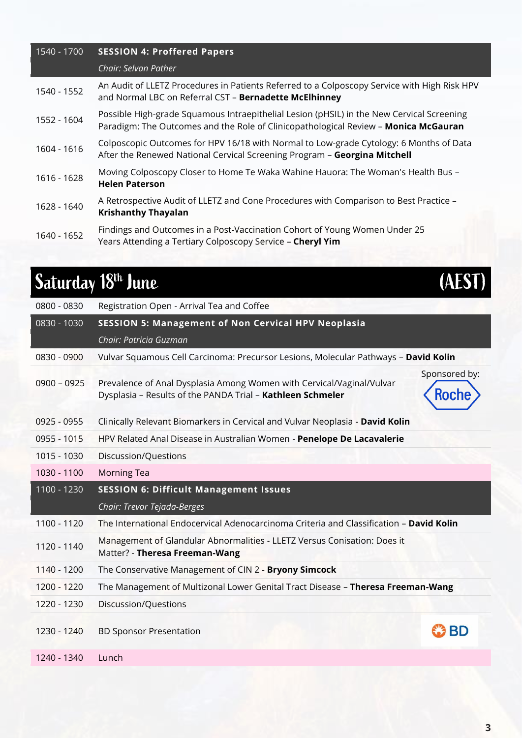| 1540 - 1700 | **SESSION 4: Proffered Papers** *Chair: Selvan Pather* |
|---|---|
| 1540 - 1552 | An Audit of LLETZ Procedures in Patients Referred to a Colposcopy Service with High Risk HPV and Normal LBC on Referral CST – **Bernadette McElhinney** |
| 1552 - 1604 | Possible High-grade Squamous Intraepithelial Lesion (pHSIL) in the New Cervical Screening Paradigm: The Outcomes and the Role of Clinicopathological Review – **Monica McGauran** |
| 1604 - 1616 | Colposcopic Outcomes for HPV 16/18 with Normal to Low-grade Cytology: 6 Months of Data After the Renewed National Cervical Screening Program – **Georgina Mitchell** |
| 1616 - 1628 | Moving Colposcopy Closer to Home Te Waka Wahine Hauora: The Woman's Health Bus – **Helen Paterson** |
| 1628 - 1640 | A Retrospective Audit of LLETZ and Cone Procedures with Comparison to Best Practice – **Krishanthy Thayalan** |
| 1640 - 1652 | Findings and Outcomes in a Post-Vaccination Cohort of Young Women Under 25 Years Attending a Tertiary Colposcopy Service – **Cheryl Yim** |

## Saturday 18th June (AEST)

| 0800 - 0830 | Registration Open - Arrival Tea and Coffee |
|---|---|
| 0830 - 1030 | **SESSION 5: Management of Non Cervical HPV Neoplasia** *Chair: Patricia Guzman* |
| 0830 - 0900 | Vulvar Squamous Cell Carcinoma: Precursor Lesions, Molecular Pathways – **David Kolin** |
| 0900 – 0925 | Prevalence of Anal Dysplasia Among Women with Cervical/Vaginal/Vulvar Dysplasia – Results of the PANDA Trial – **Kathleen Schmeler** (Sponsored by: Roche) |
| 0925 - 0955 | Clinically Relevant Biomarkers in Cervical and Vulvar Neoplasia - **David Kolin** |
| 0955 - 1015 | HPV Related Anal Disease in Australian Women - **Penelope De Lacavalerie** |
| 1015 - 1030 | Discussion/Questions |
| 1030 - 1100 | Morning Tea |
| 1100 - 1230 | **SESSION 6: Difficult Management Issues** *Chair: Trevor Tejada-Berges* |
| 1100 - 1120 | The International Endocervical Adenocarcinoma Criteria and Classification – **David Kolin** |
| 1120 - 1140 | Management of Glandular Abnormalities - LLETZ Versus Conisation: Does it Matter? - **Theresa Freeman-Wang** |
| 1140 - 1200 | The Conservative Management of CIN 2 - **Bryony Simcock** |
| 1200 - 1220 | The Management of Multizonal Lower Genital Tract Disease – **Theresa Freeman-Wang** |
| 1220 - 1230 | Discussion/Questions |
| 1230 - 1240 | BD Sponsor Presentation (BD) |
| 1240 - 1340 | Lunch |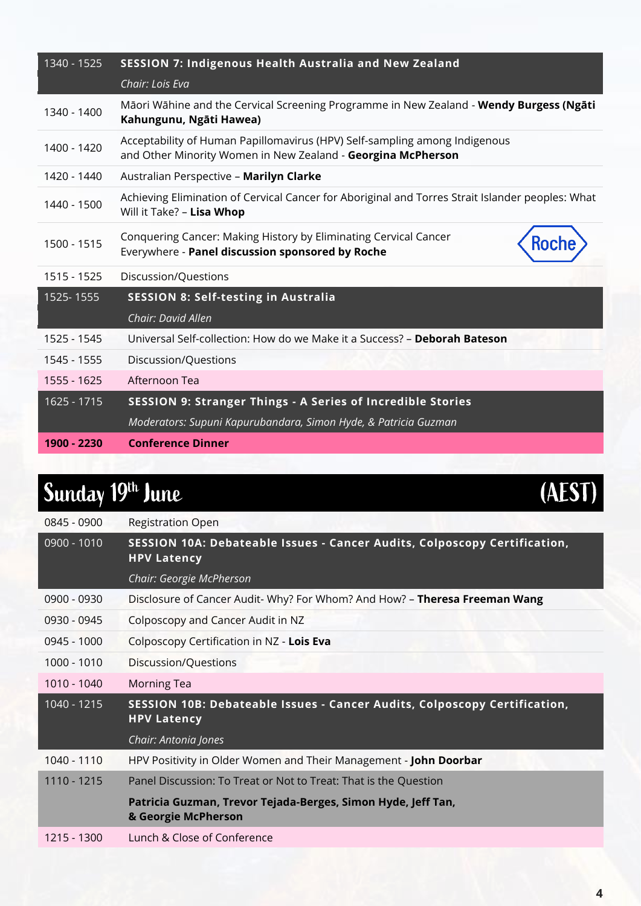| | |
|---|---|
| 1340 - 1525 | **SESSION 7: Indigenous Health Australia and New Zealand** |
| | *Chair: Lois Eva* |
| 1340 - 1400 | Māori Wāhine and the Cervical Screening Programme in New Zealand - **Wendy Burgess (Ngāti Kahungunu, Ngāti Hawea)** |
| 1400 - 1420 | Acceptability of Human Papillomavirus (HPV) Self-sampling among Indigenous and Other Minority Women in New Zealand - **Georgina McPherson** |
| 1420 - 1440 | Australian Perspective – **Marilyn Clarke** |
| 1440 - 1500 | Achieving Elimination of Cervical Cancer for Aboriginal and Torres Strait Islander peoples: What Will it Take? – **Lisa Whop** |
| 1500 - 1515 | Conquering Cancer: Making History by Eliminating Cervical Cancer Everywhere - **Panel discussion sponsored by Roche** |
| 1515 - 1525 | Discussion/Questions |
| 1525- 1555 | **SESSION 8: Self-testing in Australia** |
| | *Chair: David Allen* |
| 1525 - 1545 | Universal Self-collection: How do we Make it a Success? – **Deborah Bateson** |
| 1545 - 1555 | Discussion/Questions |
| 1555 - 1625 | Afternoon Tea |
| 1625 - 1715 | **SESSION 9: Stranger Things - A Series of Incredible Stories** |
| | *Moderators: Supuni Kapurubandara, Simon Hyde, & Patricia Guzman* |
| **1900 - 2230** | **Conference Dinner** |

## Sunday 19th June (AEST)

| | |
|---|---|
| 0845 - 0900 | Registration Open |
| 0900 - 1010 | **SESSION 10A: Debateable Issues - Cancer Audits, Colposcopy Certification, HPV Latency** |
| | *Chair: Georgie McPherson* |
| 0900 - 0930 | Disclosure of Cancer Audit- Why? For Whom? And How? – **Theresa Freeman Wang** |
| 0930 - 0945 | Colposcopy and Cancer Audit in NZ |
| 0945 - 1000 | Colposcopy Certification in NZ - **Lois Eva** |
| 1000 - 1010 | Discussion/Questions |
| 1010 - 1040 | Morning Tea |
| 1040 - 1215 | **SESSION 10B: Debateable Issues - Cancer Audits, Colposcopy Certification, HPV Latency** |
| | *Chair: Antonia Jones* |
| 1040 - 1110 | HPV Positivity in Older Women and Their Management - **John Doorbar** |
| 1110 - 1215 | Panel Discussion: To Treat or Not to Treat: That is the Question |
| | **Patricia Guzman, Trevor Tejada-Berges, Simon Hyde, Jeff Tan, & Georgie McPherson** |
| 1215 - 1300 | Lunch & Close of Conference |